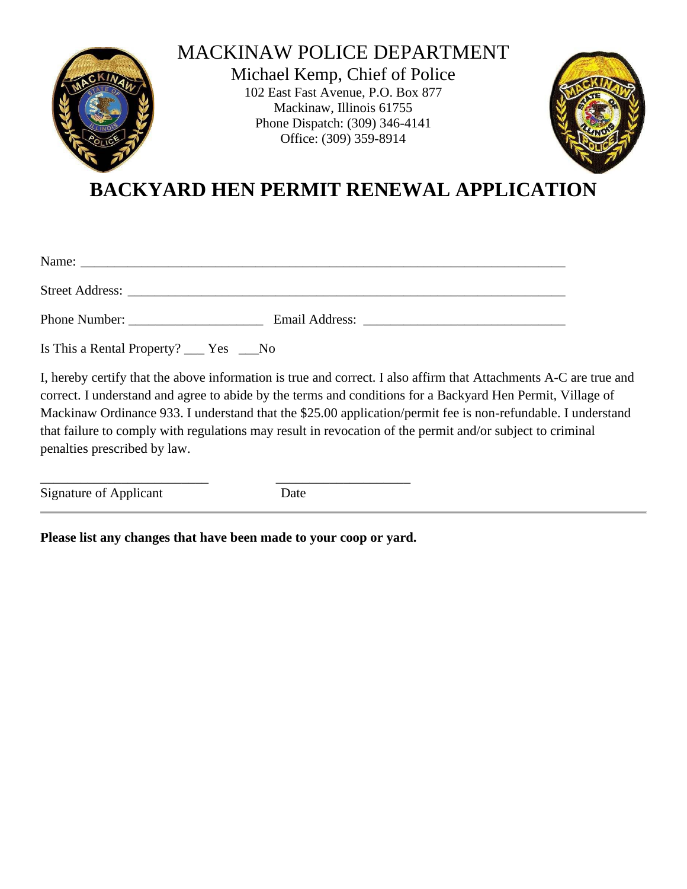# MACKINAW POLICE DEPARTMENT

Michael Kemp, Chief of Police
102 East Fast Avenue, P.O. Box 877
Mackinaw, Illinois 61755
Phone Dispatch: (309) 346-4141
Office: (309) 359-8914

# BACKYARD HEN PERMIT RENEWAL APPLICATION

Name: ___________________________________________________________________________

Street Address: _____________________________________________________________________

Phone Number: ____________________ Email Address: ______________________________

Is This a Rental Property? ___ Yes ___No

I, hereby certify that the above information is true and correct. I also affirm that Attachments A-C are true and correct. I understand and agree to abide by the terms and conditions for a Backyard Hen Permit, Village of Mackinaw Ordinance 933. I understand that the $25.00 application/permit fee is non-refundable. I understand that failure to comply with regulations may result in revocation of the permit and/or subject to criminal penalties prescribed by law.

_________________________ ____________________

Signature of Applicant Date

---

**Please list any changes that have been made to your coop or yard.**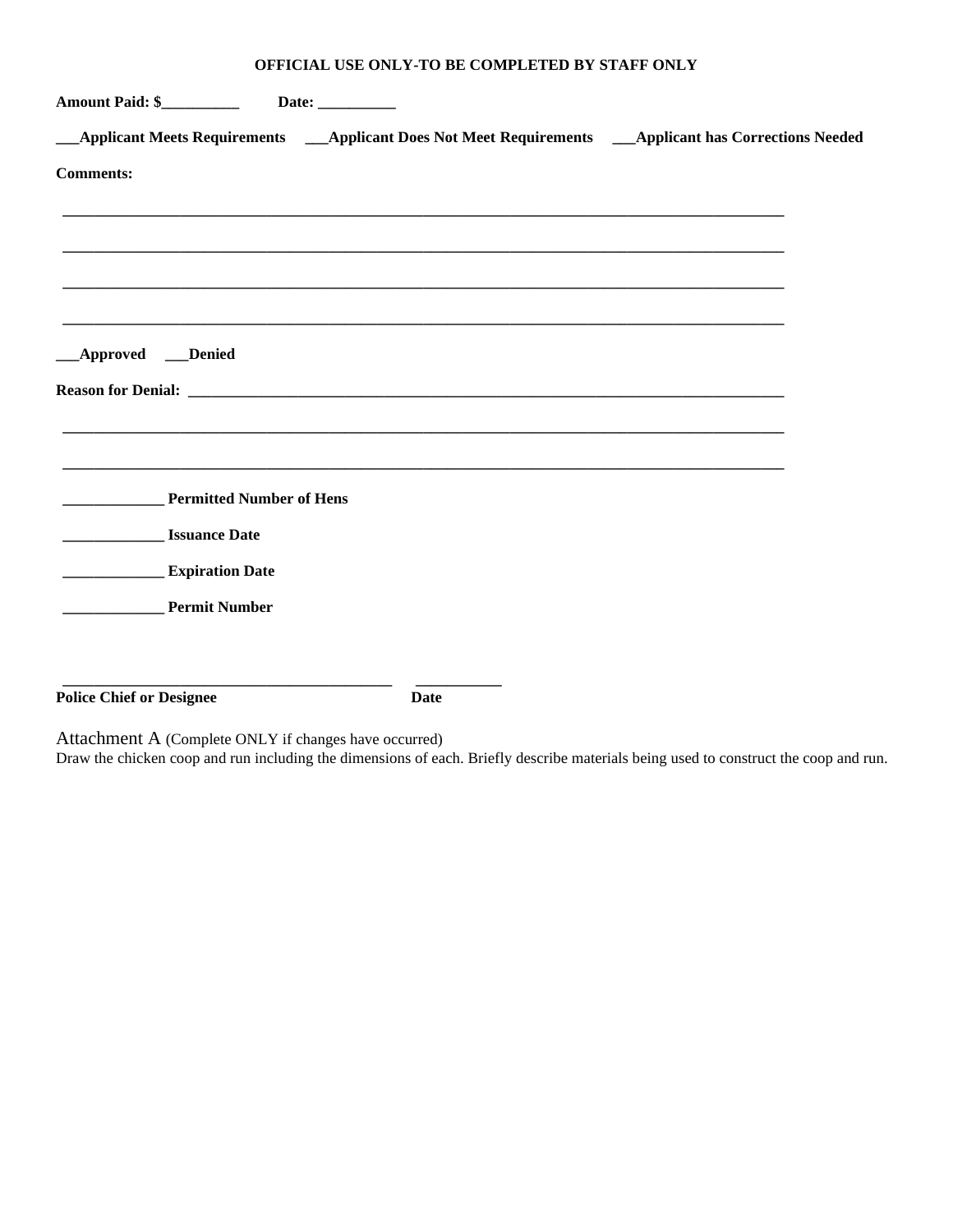**OFFICIAL USE ONLY-TO BE COMPLETED BY STAFF ONLY**

**Amount Paid: $__________ Date: __________**

**___Applicant Meets Requirements ___Applicant Does Not Meet Requirements ___Applicant has Corrections Needed**

**Comments:**

________________________________________________________________________________________

________________________________________________________________________________________

________________________________________________________________________________________

________________________________________________________________________________________

**___Approved ___Denied**

**Reason for Denial:** ________________________________________________________________________

________________________________________________________________________________________

________________________________________________________________________________________

**_____________ Permitted Number of Hens**

**_____________ Issuance Date**

**_____________ Expiration Date**

**_____________ Permit Number**

___________________________________________ ___________

**Police Chief or Designee Date**

Attachment A (Complete ONLY if changes have occurred)

Draw the chicken coop and run including the dimensions of each. Briefly describe materials being used to construct the coop and run.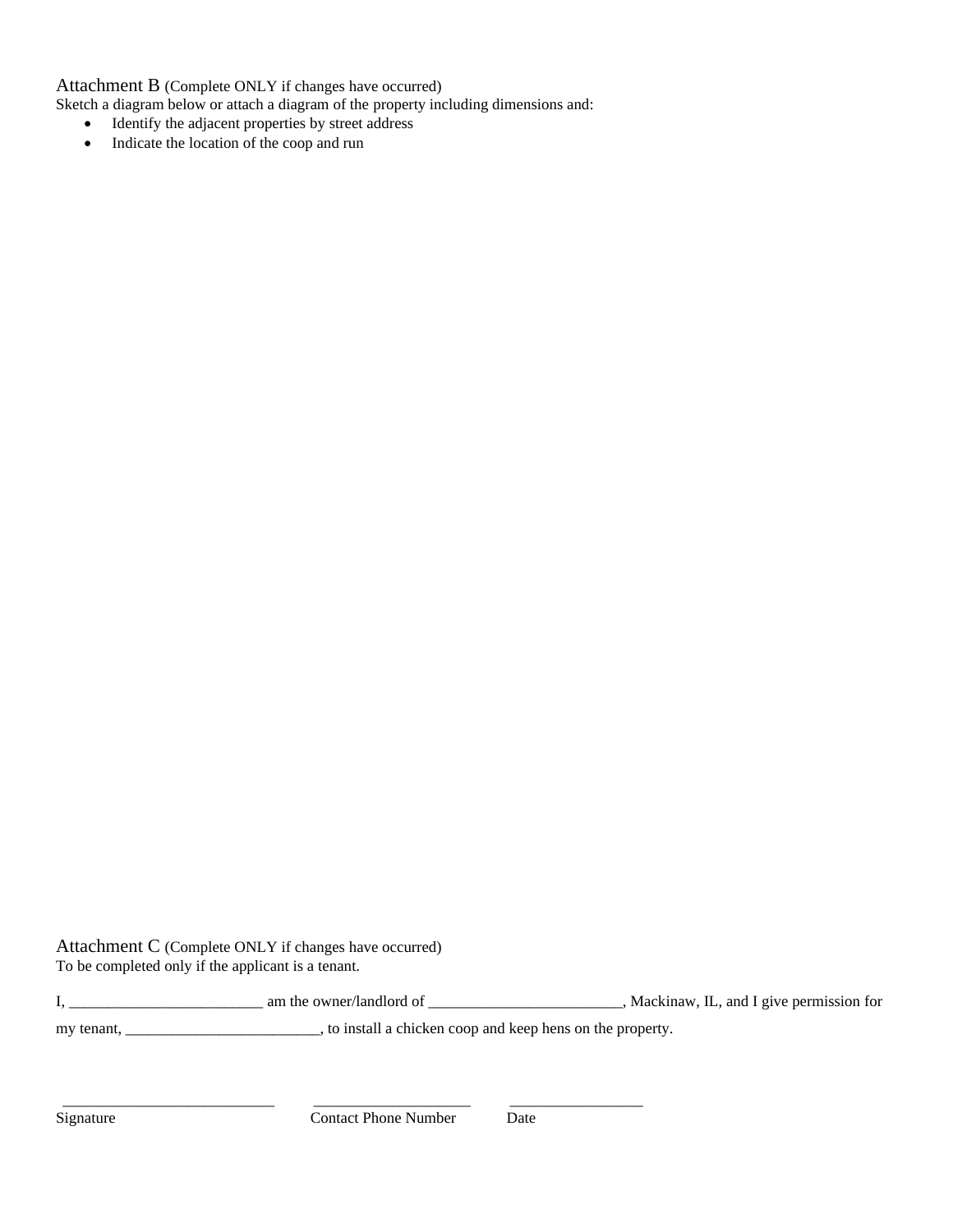## Attachment B (Complete ONLY if changes have occurred)

Sketch a diagram below or attach a diagram of the property including dimensions and:

- Identify the adjacent properties by street address
- Indicate the location of the coop and run

## Attachment C (Complete ONLY if changes have occurred)

To be completed only if the applicant is a tenant.

I, _________________________ am the owner/landlord of _________________________, Mackinaw, IL, and I give permission for my tenant, _________________________, to install a chicken coop and keep hens on the property.

___________________________ ____________________ _________________

Signature Contact Phone Number Date